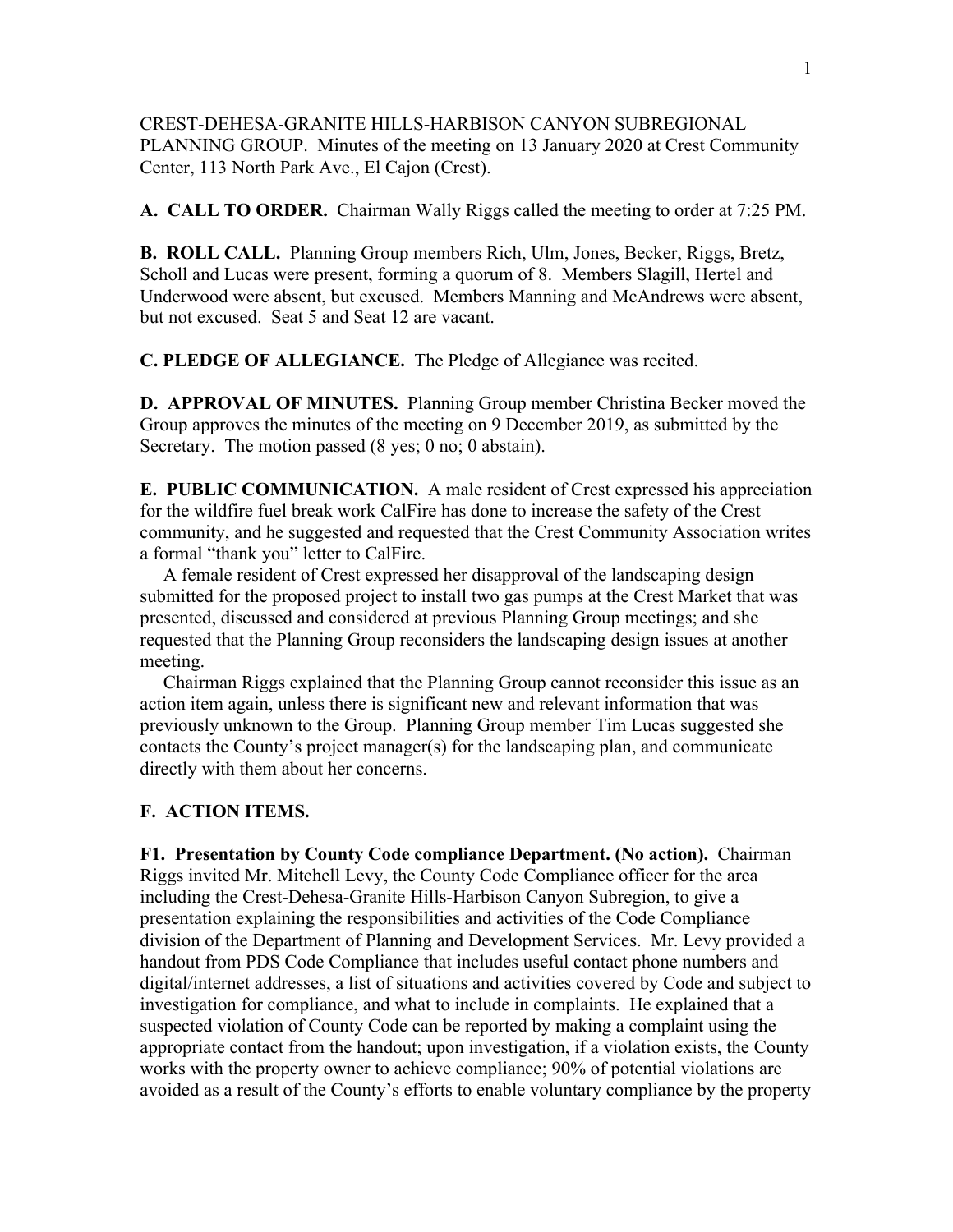CREST-DEHESA-GRANITE HILLS-HARBISON CANYON SUBREGIONAL PLANNING GROUP. Minutes of the meeting on 13 January 2020 at Crest Community Center, 113 North Park Ave., El Cajon (Crest).

**A. CALL TO ORDER.** Chairman Wally Riggs called the meeting to order at 7:25 PM.

**B. ROLL CALL.** Planning Group members Rich, Ulm, Jones, Becker, Riggs, Bretz, Scholl and Lucas were present, forming a quorum of 8. Members Slagill, Hertel and Underwood were absent, but excused. Members Manning and McAndrews were absent, but not excused. Seat 5 and Seat 12 are vacant.

**C. PLEDGE OF ALLEGIANCE.** The Pledge of Allegiance was recited.

**D. APPROVAL OF MINUTES.** Planning Group member Christina Becker moved the Group approves the minutes of the meeting on 9 December 2019, as submitted by the Secretary. The motion passed (8 yes; 0 no; 0 abstain).

**E. PUBLIC COMMUNICATION.** A male resident of Crest expressed his appreciation for the wildfire fuel break work CalFire has done to increase the safety of the Crest community, and he suggested and requested that the Crest Community Association writes a formal "thank you" letter to CalFire.

A female resident of Crest expressed her disapproval of the landscaping design submitted for the proposed project to install two gas pumps at the Crest Market that was presented, discussed and considered at previous Planning Group meetings; and she requested that the Planning Group reconsiders the landscaping design issues at another meeting.

Chairman Riggs explained that the Planning Group cannot reconsider this issue as an action item again, unless there is significant new and relevant information that was previously unknown to the Group. Planning Group member Tim Lucas suggested she contacts the County's project manager(s) for the landscaping plan, and communicate directly with them about her concerns.

**F. ACTION ITEMS.**

**F1. Presentation by County Code compliance Department. (No action).** Chairman Riggs invited Mr. Mitchell Levy, the County Code Compliance officer for the area including the Crest-Dehesa-Granite Hills-Harbison Canyon Subregion, to give a presentation explaining the responsibilities and activities of the Code Compliance division of the Department of Planning and Development Services. Mr. Levy provided a handout from PDS Code Compliance that includes useful contact phone numbers and digital/internet addresses, a list of situations and activities covered by Code and subject to investigation for compliance, and what to include in complaints. He explained that a suspected violation of County Code can be reported by making a complaint using the appropriate contact from the handout; upon investigation, if a violation exists, the County works with the property owner to achieve compliance; 90% of potential violations are avoided as a result of the County's efforts to enable voluntary compliance by the property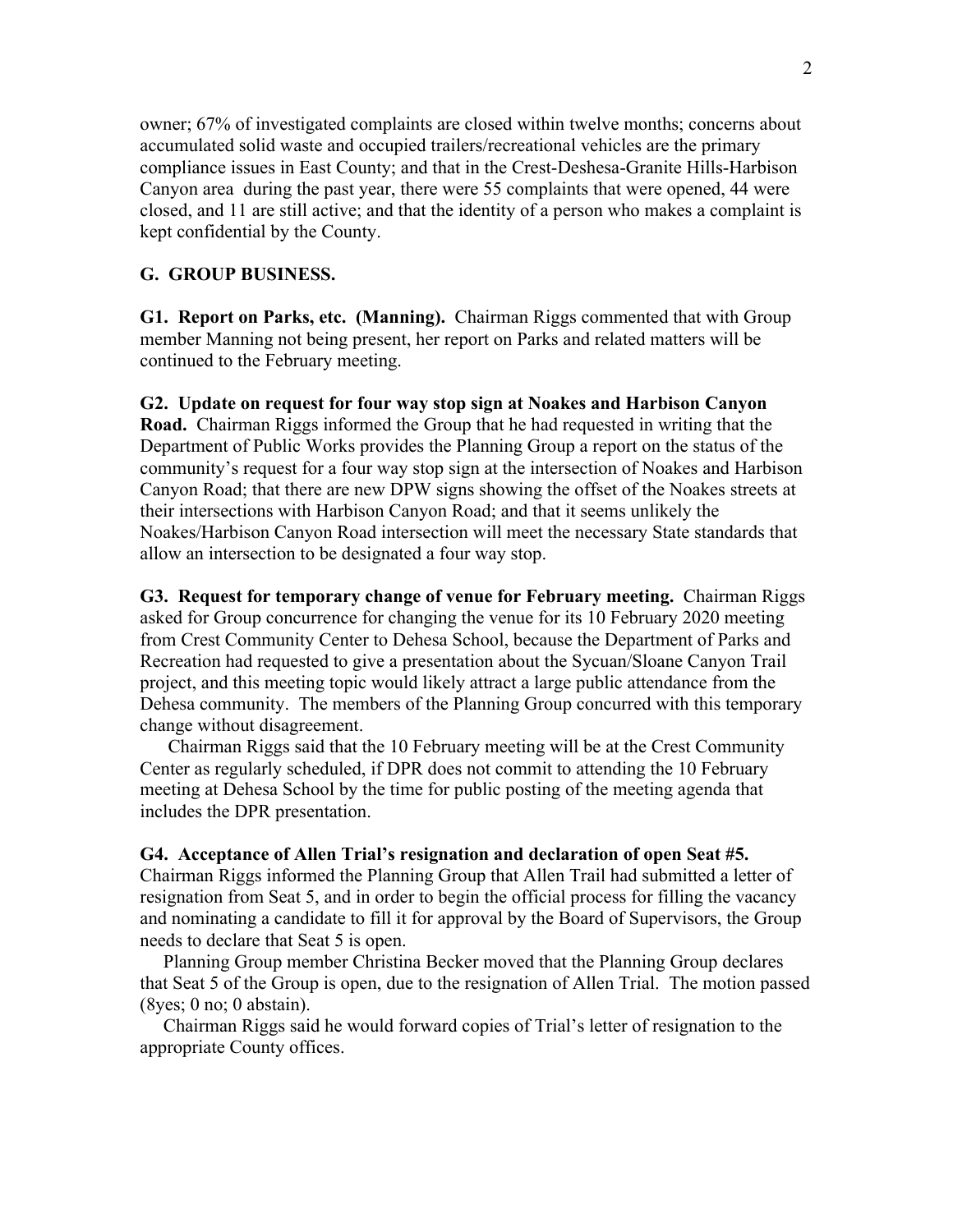owner; 67% of investigated complaints are closed within twelve months; concerns about accumulated solid waste and occupied trailers/recreational vehicles are the primary compliance issues in East County; and that in the Crest-Deshesa-Granite Hills-Harbison Canyon area during the past year, there were 55 complaints that were opened, 44 were closed, and 11 are still active; and that the identity of a person who makes a complaint is kept confidential by the County.

## G. GROUP BUSINESS.

**G1. Report on Parks, etc. (Manning).** Chairman Riggs commented that with Group member Manning not being present, her report on Parks and related matters will be continued to the February meeting.

**G2. Update on request for four way stop sign at Noakes and Harbison Canyon Road.** Chairman Riggs informed the Group that he had requested in writing that the Department of Public Works provides the Planning Group a report on the status of the community's request for a four way stop sign at the intersection of Noakes and Harbison Canyon Road; that there are new DPW signs showing the offset of the Noakes streets at their intersections with Harbison Canyon Road; and that it seems unlikely the Noakes/Harbison Canyon Road intersection will meet the necessary State standards that allow an intersection to be designated a four way stop.

**G3. Request for temporary change of venue for February meeting.** Chairman Riggs asked for Group concurrence for changing the venue for its 10 February 2020 meeting from Crest Community Center to Dehesa School, because the Department of Parks and Recreation had requested to give a presentation about the Sycuan/Sloane Canyon Trail project, and this meeting topic would likely attract a large public attendance from the Dehesa community. The members of the Planning Group concurred with this temporary change without disagreement.

Chairman Riggs said that the 10 February meeting will be at the Crest Community Center as regularly scheduled, if DPR does not commit to attending the 10 February meeting at Dehesa School by the time for public posting of the meeting agenda that includes the DPR presentation.

**G4. Acceptance of Allen Trial's resignation and declaration of open Seat #5.** Chairman Riggs informed the Planning Group that Allen Trail had submitted a letter of resignation from Seat 5, and in order to begin the official process for filling the vacancy and nominating a candidate to fill it for approval by the Board of Supervisors, the Group needs to declare that Seat 5 is open.

Planning Group member Christina Becker moved that the Planning Group declares that Seat 5 of the Group is open, due to the resignation of Allen Trial. The motion passed (8yes; 0 no; 0 abstain).

Chairman Riggs said he would forward copies of Trial's letter of resignation to the appropriate County offices.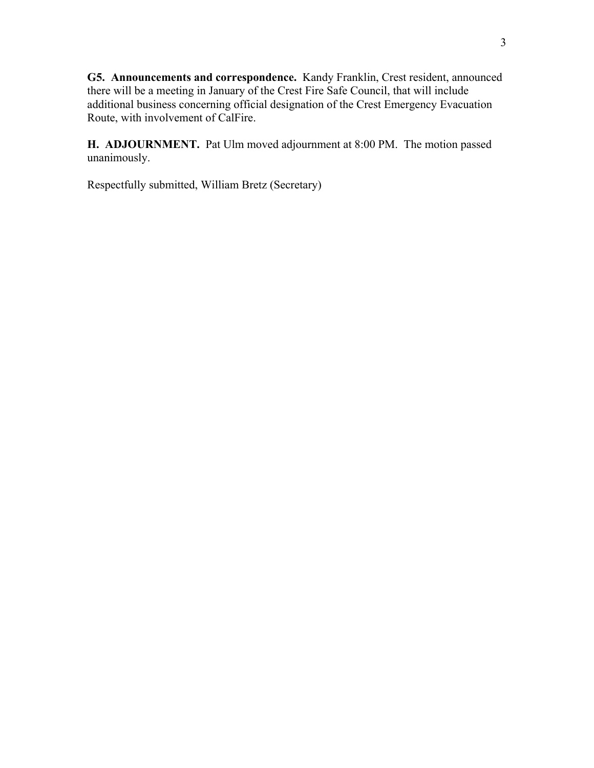**G5. Announcements and correspondence.** Kandy Franklin, Crest resident, announced there will be a meeting in January of the Crest Fire Safe Council, that will include additional business concerning official designation of the Crest Emergency Evacuation Route, with involvement of CalFire.

**H. ADJOURNMENT.** Pat Ulm moved adjournment at 8:00 PM. The motion passed unanimously.

Respectfully submitted, William Bretz (Secretary)